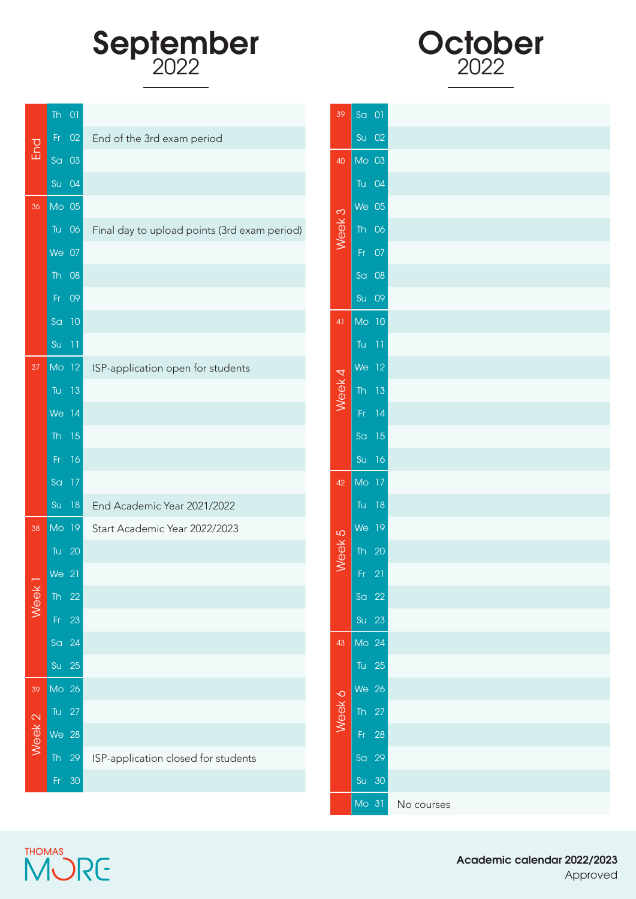# September 2022

| Week | Day | Event |
|---|---|---|
| End | Th 01 | |
| | Fr 02 | End of the 3rd exam period |
| | Sa 03 | |
| | Su 04 | |
| 36 | Mo 05 | |
| | Tu 06 | Final day to upload points (3rd exam period) |
| | We 07 | |
| | Th 08 | |
| | Fr 09 | |
| | Sa 10 | |
| | Su 11 | |
| 37 | Mo 12 | ISP-application open for students |
| | Tu 13 | |
| | We 14 | |
| | Th 15 | |
| | Fr 16 | |
| | Sa 17 | |
| | Su 18 | End Academic Year 2021/2022 |
| 38 – Week 1 | Mo 19 | Start Academic Year 2022/2023 |
| | Tu 20 | |
| | We 21 | |
| | Th 22 | |
| | Fr 23 | |
| | Sa 24 | |
| | Su 25 | |
| 39 – Week 2 | Mo 26 | |
| | Tu 27 | |
| | We 28 | |
| | Th 29 | ISP-application closed for students |
| | Fr 30 | |

# October 2022

| Week | Day | Event |
|---|---|---|
| 39 | Sa 01 | |
| | Su 02 | |
| 40 – Week 3 | Mo 03 | |
| | Tu 04 | |
| | We 05 | |
| | Th 06 | |
| | Fr 07 | |
| | Sa 08 | |
| | Su 09 | |
| 41 – Week 4 | Mo 10 | |
| | Tu 11 | |
| | We 12 | |
| | Th 13 | |
| | Fr 14 | |
| | Sa 15 | |
| | Su 16 | |
| 42 – Week 5 | Mo 17 | |
| | Tu 18 | |
| | We 19 | |
| | Th 20 | |
| | Fr 21 | |
| | Sa 22 | |
| | Su 23 | |
| 43 – Week 6 | Mo 24 | |
| | Tu 25 | |
| | We 26 | |
| | Th 27 | |
| | Fr 28 | |
| | Sa 29 | |
| | Su 30 | |
| | Mo 31 | No courses |

THOMAS MORE

**Academic calendar 2022/2023**
Approved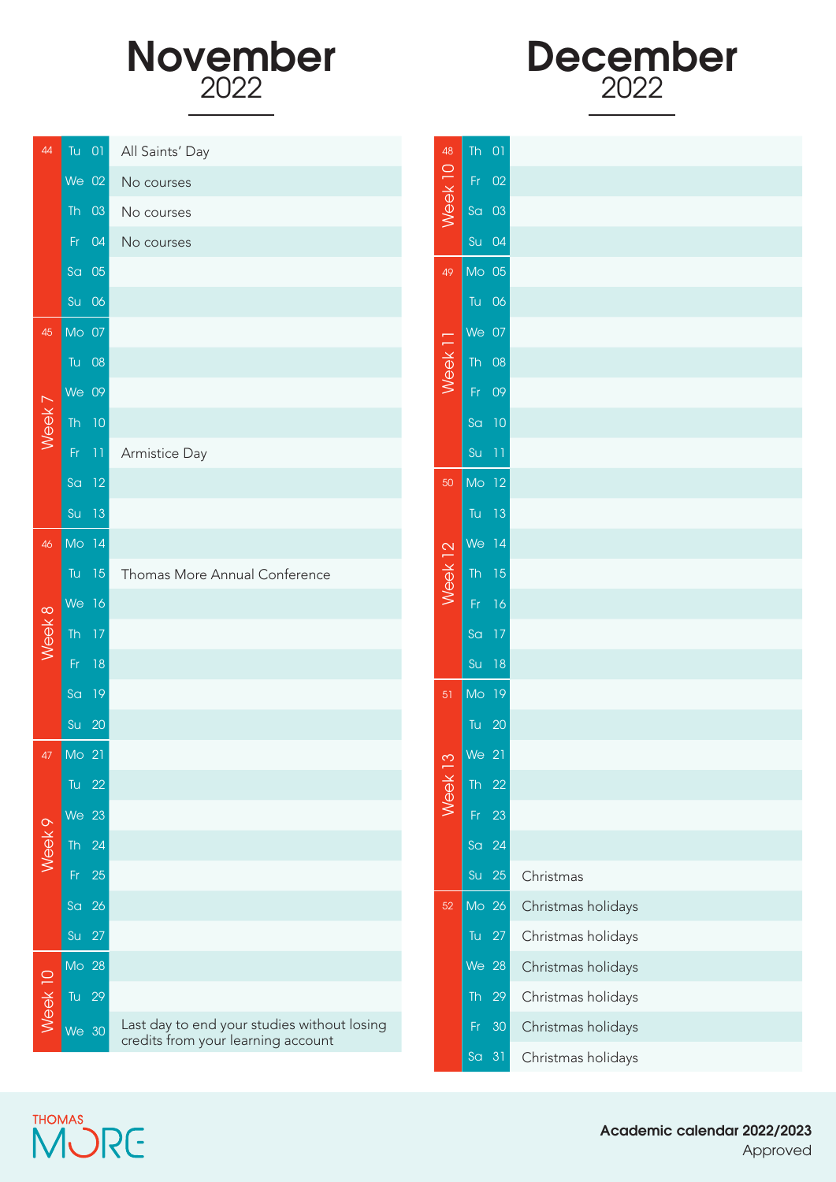# November 2022

| Week no. | Week | Day | Date | Event |
|---|---|---|---|---|
| 44 | | Tu | 01 | All Saints' Day |
| | | We | 02 | No courses |
| | | Th | 03 | No courses |
| | | Fr | 04 | No courses |
| | | Sa | 05 | |
| | | Su | 06 | |
| 45 | Week 7 | Mo | 07 | |
| | | Tu | 08 | |
| | | We | 09 | |
| | | Th | 10 | |
| | | Fr | 11 | Armistice Day |
| | | Sa | 12 | |
| | | Su | 13 | |
| 46 | Week 8 | Mo | 14 | |
| | | Tu | 15 | Thomas More Annual Conference |
| | | We | 16 | |
| | | Th | 17 | |
| | | Fr | 18 | |
| | | Sa | 19 | |
| | | Su | 20 | |
| 47 | Week 9 | Mo | 21 | |
| | | Tu | 22 | |
| | | We | 23 | |
| | | Th | 24 | |
| | | Fr | 25 | |
| | | Sa | 26 | |
| | | Su | 27 | |
| | Week 10 | Mo | 28 | |
| | | Tu | 29 | |
| | | We | 30 | Last day to end your studies without losing credits from your learning account |

# December 2022

| Week no. | Week | Day | Date | Event |
|---|---|---|---|---|
| 48 | Week 10 | Th | 01 | |
| | | Fr | 02 | |
| | | Sa | 03 | |
| | | Su | 04 | |
| 49 | Week 11 | Mo | 05 | |
| | | Tu | 06 | |
| | | We | 07 | |
| | | Th | 08 | |
| | | Fr | 09 | |
| | | Sa | 10 | |
| | | Su | 11 | |
| 50 | Week 12 | Mo | 12 | |
| | | Tu | 13 | |
| | | We | 14 | |
| | | Th | 15 | |
| | | Fr | 16 | |
| | | Sa | 17 | |
| | | Su | 18 | |
| 51 | Week 13 | Mo | 19 | |
| | | Tu | 20 | |
| | | We | 21 | |
| | | Th | 22 | |
| | | Fr | 23 | |
| | | Sa | 24 | |
| | | Su | 25 | Christmas |
| 52 | | Mo | 26 | Christmas holidays |
| | | Tu | 27 | Christmas holidays |
| | | We | 28 | Christmas holidays |
| | | Th | 29 | Christmas holidays |
| | | Fr | 30 | Christmas holidays |
| | | Sa | 31 | Christmas holidays |

THOMAS MORE

**Academic calendar 2022/2023**
Approved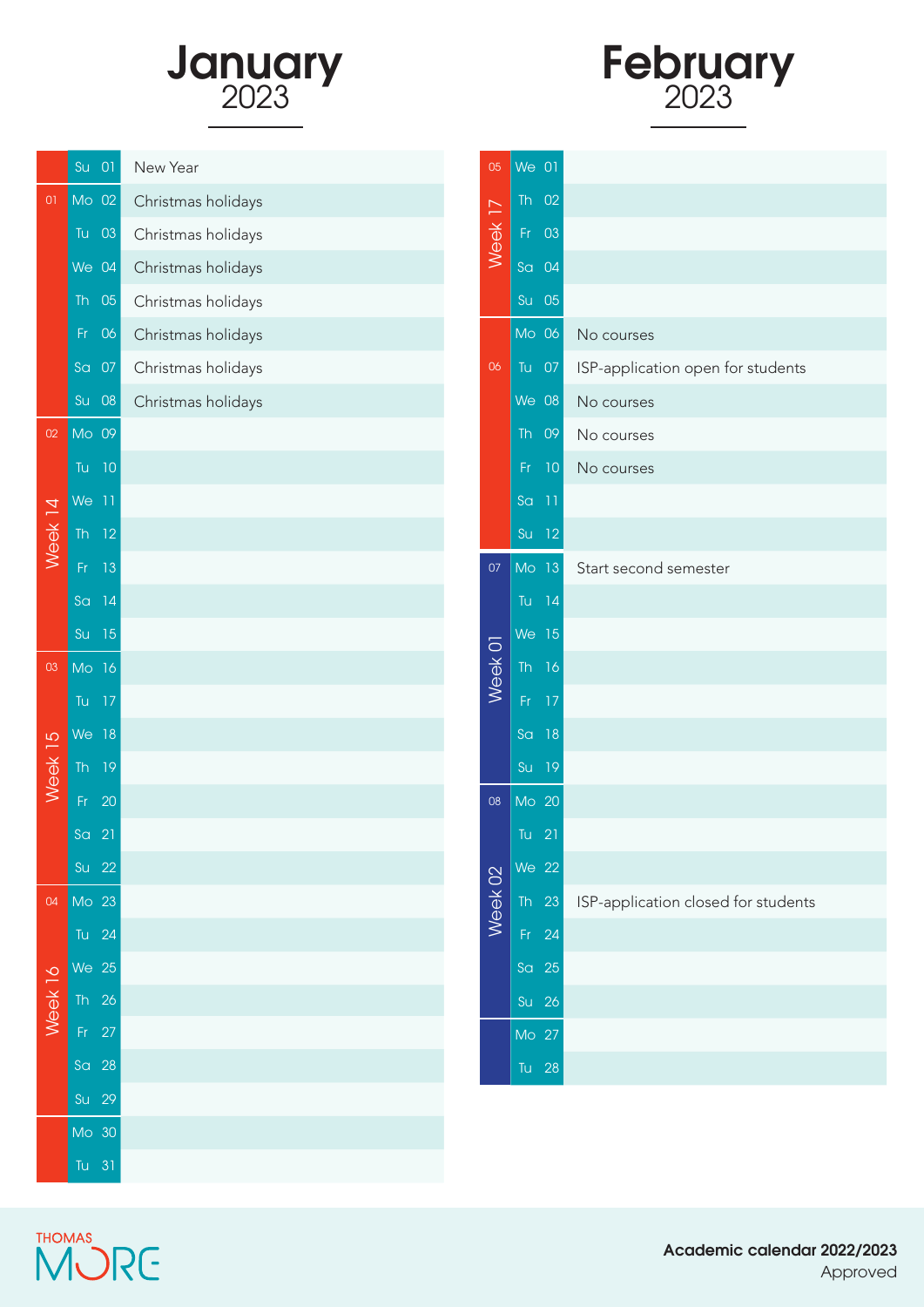# January 2023

| Calendar week | Academic week | Day | Event |
|---|---|---|---|
| | | Su 01 | New Year |
| 01 | | Mo 02 | Christmas holidays |
| | | Tu 03 | Christmas holidays |
| | | We 04 | Christmas holidays |
| | | Th 05 | Christmas holidays |
| | | Fr 06 | Christmas holidays |
| | | Sa 07 | Christmas holidays |
| | | Su 08 | Christmas holidays |
| 02 | Week 14 | Mo 09 | |
| | | Tu 10 | |
| | | We 11 | |
| | | Th 12 | |
| | | Fr 13 | |
| | | Sa 14 | |
| | | Su 15 | |
| 03 | Week 15 | Mo 16 | |
| | | Tu 17 | |
| | | We 18 | |
| | | Th 19 | |
| | | Fr 20 | |
| | | Sa 21 | |
| | | Su 22 | |
| 04 | Week 16 | Mo 23 | |
| | | Tu 24 | |
| | | We 25 | |
| | | Th 26 | |
| | | Fr 27 | |
| | | Sa 28 | |
| | | Su 29 | |
| | | Mo 30 | |
| | | Tu 31 | |

# February 2023

| Calendar week | Academic week | Day | Event |
|---|---|---|---|
| 05 | Week 17 | We 01 | |
| | | Th 02 | |
| | | Fr 03 | |
| | | Sa 04 | |
| | | Su 05 | |
| 06 | | Mo 06 | No courses |
| | | Tu 07 | ISP-application open for students |
| | | We 08 | No courses |
| | | Th 09 | No courses |
| | | Fr 10 | No courses |
| | | Sa 11 | |
| | | Su 12 | |
| 07 | Week 01 | Mo 13 | Start second semester |
| | | Tu 14 | |
| | | We 15 | |
| | | Th 16 | |
| | | Fr 17 | |
| | | Sa 18 | |
| | | Su 19 | |
| 08 | Week 02 | Mo 20 | |
| | | Tu 21 | |
| | | We 22 | |
| | | Th 23 | ISP-application closed for students |
| | | Fr 24 | |
| | | Sa 25 | |
| | | Su 26 | |
| | | Mo 27 | |
| | | Tu 28 | |

THOMAS MORE

**Academic calendar 2022/2023**
Approved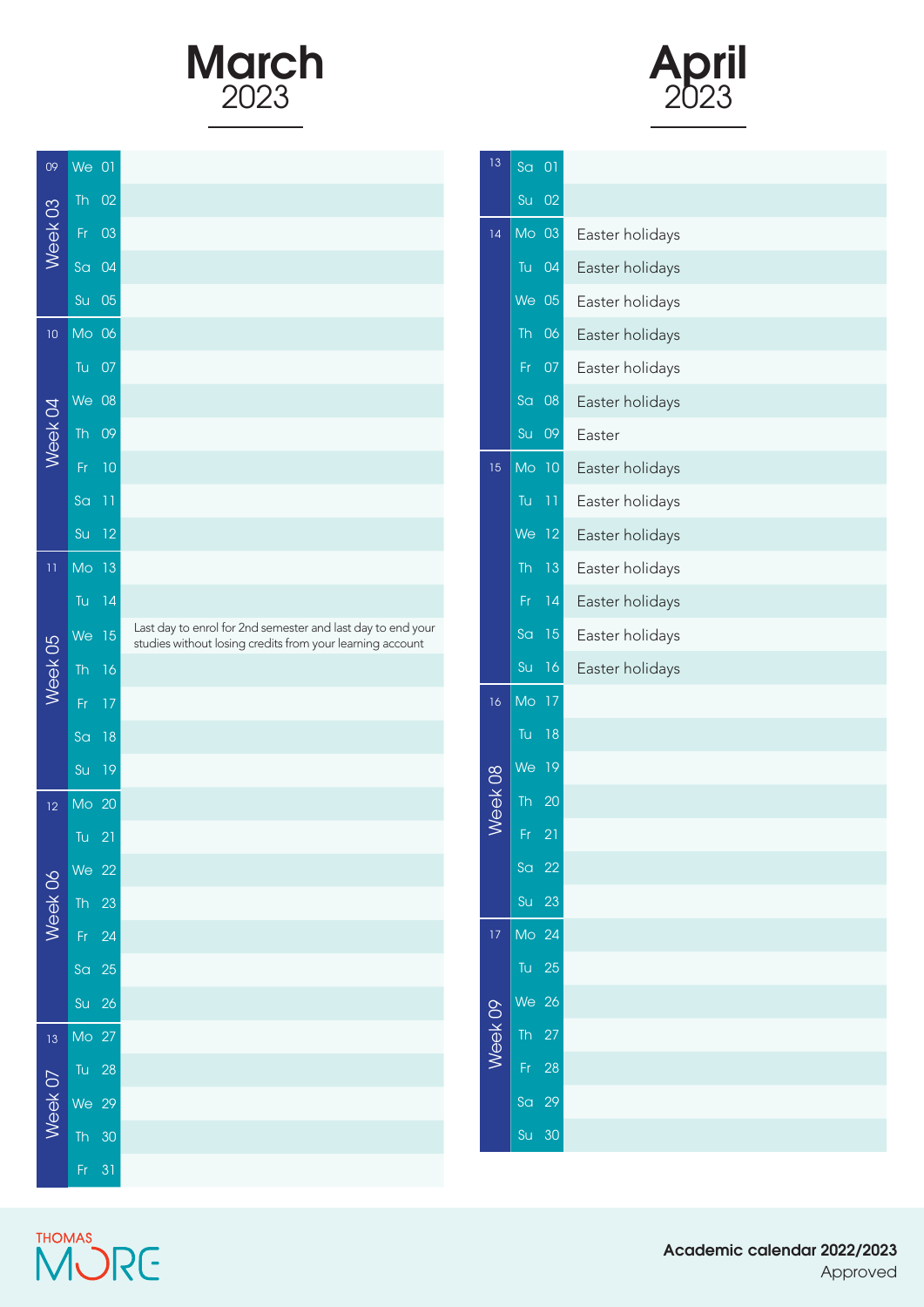# March 2023

| Calendar week | Academic week | Day | Date | Event |
|---|---|---|---|---|
| 09 | Week 03 | We | 01 | |
| | | Th | 02 | |
| | | Fr | 03 | |
| | | Sa | 04 | |
| | | Su | 05 | |
| 10 | Week 04 | Mo | 06 | |
| | | Tu | 07 | |
| | | We | 08 | |
| | | Th | 09 | |
| | | Fr | 10 | |
| | | Sa | 11 | |
| | | Su | 12 | |
| 11 | Week 05 | Mo | 13 | |
| | | Tu | 14 | |
| | | We | 15 | Last day to enrol for 2nd semester and last day to end your studies without losing credits from your learning account |
| | | Th | 16 | |
| | | Fr | 17 | |
| | | Sa | 18 | |
| | | Su | 19 | |
| 12 | Week 06 | Mo | 20 | |
| | | Tu | 21 | |
| | | We | 22 | |
| | | Th | 23 | |
| | | Fr | 24 | |
| | | Sa | 25 | |
| | | Su | 26 | |
| 13 | Week 07 | Mo | 27 | |
| | | Tu | 28 | |
| | | We | 29 | |
| | | Th | 30 | |
| | | Fr | 31 | |

# April 2023

| Calendar week | Academic week | Day | Date | Event |
|---|---|---|---|---|
| 13 | | Sa | 01 | |
| | | Su | 02 | |
| 14 | | Mo | 03 | Easter holidays |
| | | Tu | 04 | Easter holidays |
| | | We | 05 | Easter holidays |
| | | Th | 06 | Easter holidays |
| | | Fr | 07 | Easter holidays |
| | | Sa | 08 | Easter holidays |
| | | Su | 09 | Easter |
| 15 | | Mo | 10 | Easter holidays |
| | | Tu | 11 | Easter holidays |
| | | We | 12 | Easter holidays |
| | | Th | 13 | Easter holidays |
| | | Fr | 14 | Easter holidays |
| | | Sa | 15 | Easter holidays |
| | | Su | 16 | Easter holidays |
| 16 | Week 08 | Mo | 17 | |
| | | Tu | 18 | |
| | | We | 19 | |
| | | Th | 20 | |
| | | Fr | 21 | |
| | | Sa | 22 | |
| | | Su | 23 | |
| 17 | Week 09 | Mo | 24 | |
| | | Tu | 25 | |
| | | We | 26 | |
| | | Th | 27 | |
| | | Fr | 28 | |
| | | Sa | 29 | |
| | | Su | 30 | |

THOMAS MORE

**Academic calendar 2022/2023**
Approved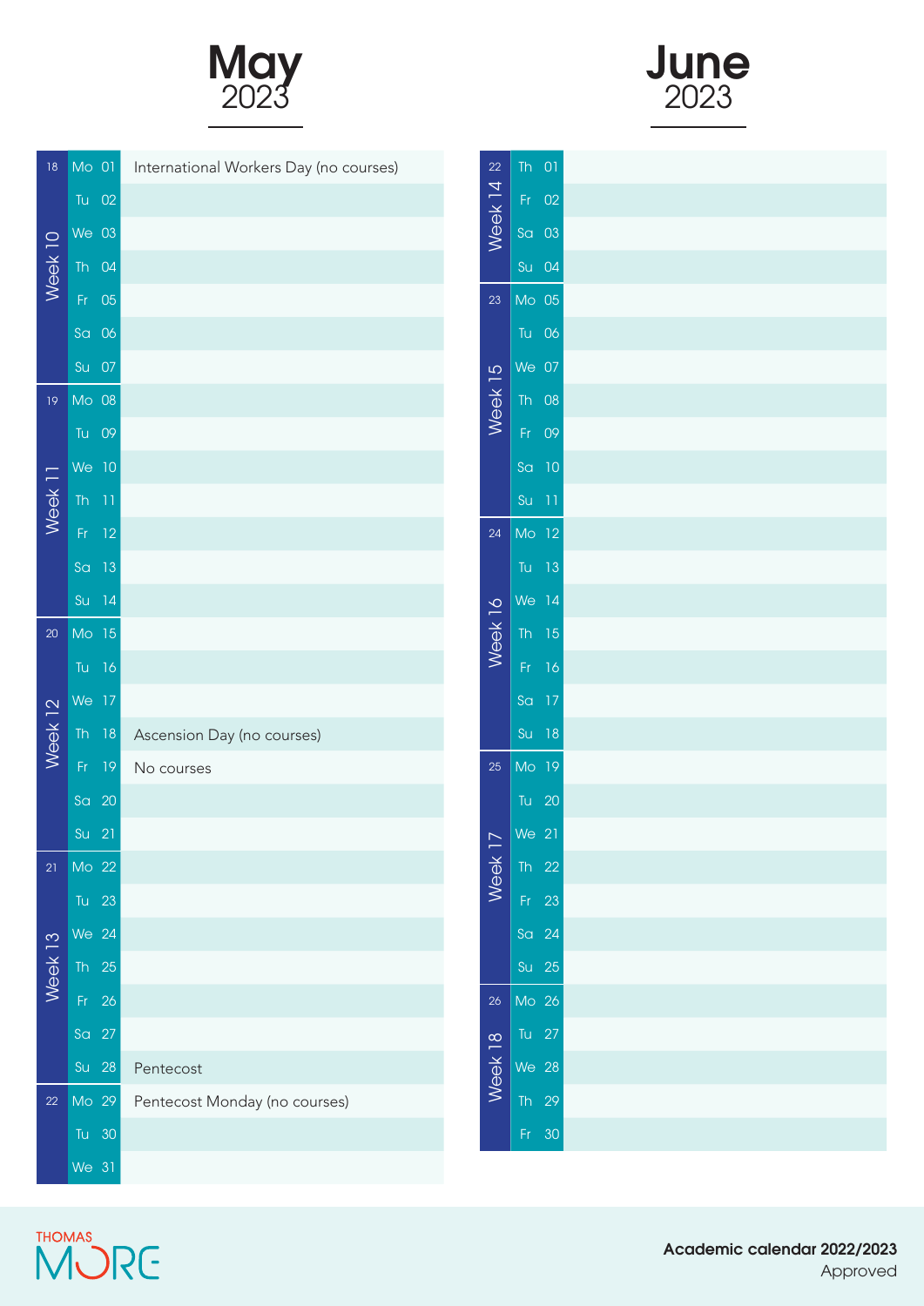# May 2023

| Calendar week | Academic week | Day | Date | Event |
|---|---|---|---|---|
| 18 | Week 10 | Mo | 01 | International Workers Day (no courses) |
| | | Tu | 02 | |
| | | We | 03 | |
| | | Th | 04 | |
| | | Fr | 05 | |
| | | Sa | 06 | |
| | | Su | 07 | |
| 19 | Week 11 | Mo | 08 | |
| | | Tu | 09 | |
| | | We | 10 | |
| | | Th | 11 | |
| | | Fr | 12 | |
| | | Sa | 13 | |
| | | Su | 14 | |
| 20 | Week 12 | Mo | 15 | |
| | | Tu | 16 | |
| | | We | 17 | |
| | | Th | 18 | Ascension Day (no courses) |
| | | Fr | 19 | No courses |
| | | Sa | 20 | |
| | | Su | 21 | |
| 21 | Week 13 | Mo | 22 | |
| | | Tu | 23 | |
| | | We | 24 | |
| | | Th | 25 | |
| | | Fr | 26 | |
| | | Sa | 27 | |
| | | Su | 28 | Pentecost |
| 22 | | Mo | 29 | Pentecost Monday (no courses) |
| | | Tu | 30 | |
| | | We | 31 | |

# June 2023

| Calendar week | Academic week | Day | Date | Event |
|---|---|---|---|---|
| 22 | Week 14 | Th | 01 | |
| | | Fr | 02 | |
| | | Sa | 03 | |
| | | Su | 04 | |
| 23 | Week 15 | Mo | 05 | |
| | | Tu | 06 | |
| | | We | 07 | |
| | | Th | 08 | |
| | | Fr | 09 | |
| | | Sa | 10 | |
| | | Su | 11 | |
| 24 | Week 16 | Mo | 12 | |
| | | Tu | 13 | |
| | | We | 14 | |
| | | Th | 15 | |
| | | Fr | 16 | |
| | | Sa | 17 | |
| | | Su | 18 | |
| 25 | Week 17 | Mo | 19 | |
| | | Tu | 20 | |
| | | We | 21 | |
| | | Th | 22 | |
| | | Fr | 23 | |
| | | Sa | 24 | |
| | | Su | 25 | |
| 26 | Week 18 | Mo | 26 | |
| | | Tu | 27 | |
| | | We | 28 | |
| | | Th | 29 | |
| | | Fr | 30 | |

THOMAS MORE

**Academic calendar 2022/2023**
Approved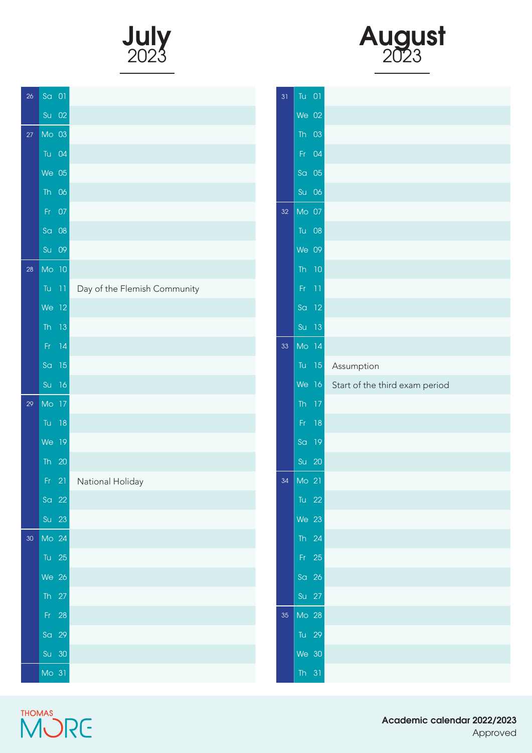# July 2023

| Week | Day | Event |
|---|---|---|
| 26 | Sa 01 | |
| | Su 02 | |
| 27 | Mo 03 | |
| | Tu 04 | |
| | We 05 | |
| | Th 06 | |
| | Fr 07 | |
| | Sa 08 | |
| | Su 09 | |
| 28 | Mo 10 | |
| | Tu 11 | Day of the Flemish Community |
| | We 12 | |
| | Th 13 | |
| | Fr 14 | |
| | Sa 15 | |
| | Su 16 | |
| 29 | Mo 17 | |
| | Tu 18 | |
| | We 19 | |
| | Th 20 | |
| | Fr 21 | National Holiday |
| | Sa 22 | |
| | Su 23 | |
| 30 | Mo 24 | |
| | Tu 25 | |
| | We 26 | |
| | Th 27 | |
| | Fr 28 | |
| | Sa 29 | |
| | Su 30 | |
| | Mo 31 | |

# August 2023

| Week | Day | Event |
|---|---|---|
| 31 | Tu 01 | |
| | We 02 | |
| | Th 03 | |
| | Fr 04 | |
| | Sa 05 | |
| | Su 06 | |
| 32 | Mo 07 | |
| | Tu 08 | |
| | We 09 | |
| | Th 10 | |
| | Fr 11 | |
| | Sa 12 | |
| | Su 13 | |
| 33 | Mo 14 | |
| | Tu 15 | Assumption |
| | We 16 | Start of the third exam period |
| | Th 17 | |
| | Fr 18 | |
| | Sa 19 | |
| | Su 20 | |
| 34 | Mo 21 | |
| | Tu 22 | |
| | We 23 | |
| | Th 24 | |
| | Fr 25 | |
| | Sa 26 | |
| | Su 27 | |
| 35 | Mo 28 | |
| | Tu 29 | |
| | We 30 | |
| | Th 31 | |

THOMAS MORE

**Academic calendar 2022/2023**
Approved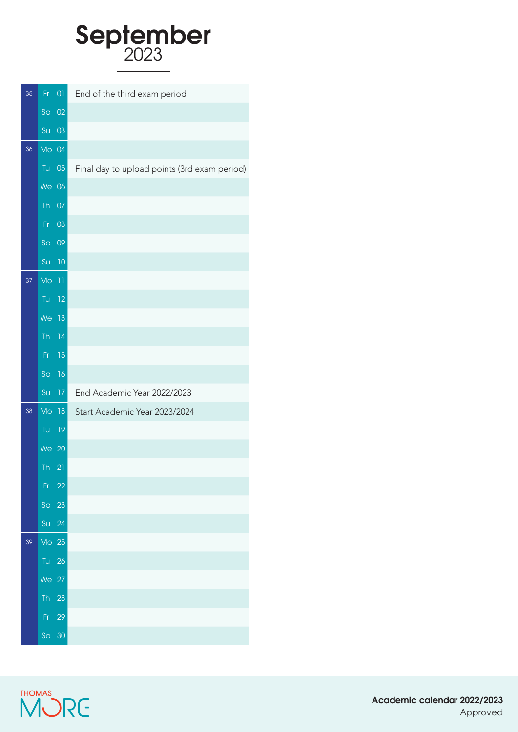# September
## 2023

| | | |
|---|---|---|
| 35 | Fr 01 | End of the third exam period |
| | Sa 02 | |
| | Su 03 | |
| 36 | Mo 04 | |
| | Tu 05 | Final day to upload points (3rd exam period) |
| | We 06 | |
| | Th 07 | |
| | Fr 08 | |
| | Sa 09 | |
| | Su 10 | |
| 37 | Mo 11 | |
| | Tu 12 | |
| | We 13 | |
| | Th 14 | |
| | Fr 15 | |
| | Sa 16 | |
| | Su 17 | End Academic Year 2022/2023 |
| 38 | Mo 18 | Start Academic Year 2023/2024 |
| | Tu 19 | |
| | We 20 | |
| | Th 21 | |
| | Fr 22 | |
| | Sa 23 | |
| | Su 24 | |
| 39 | Mo 25 | |
| | Tu 26 | |
| | We 27 | |
| | Th 28 | |
| | Fr 29 | |
| | Sa 30 | |

THOMAS MORE

**Academic calendar 2022/2023**
Approved